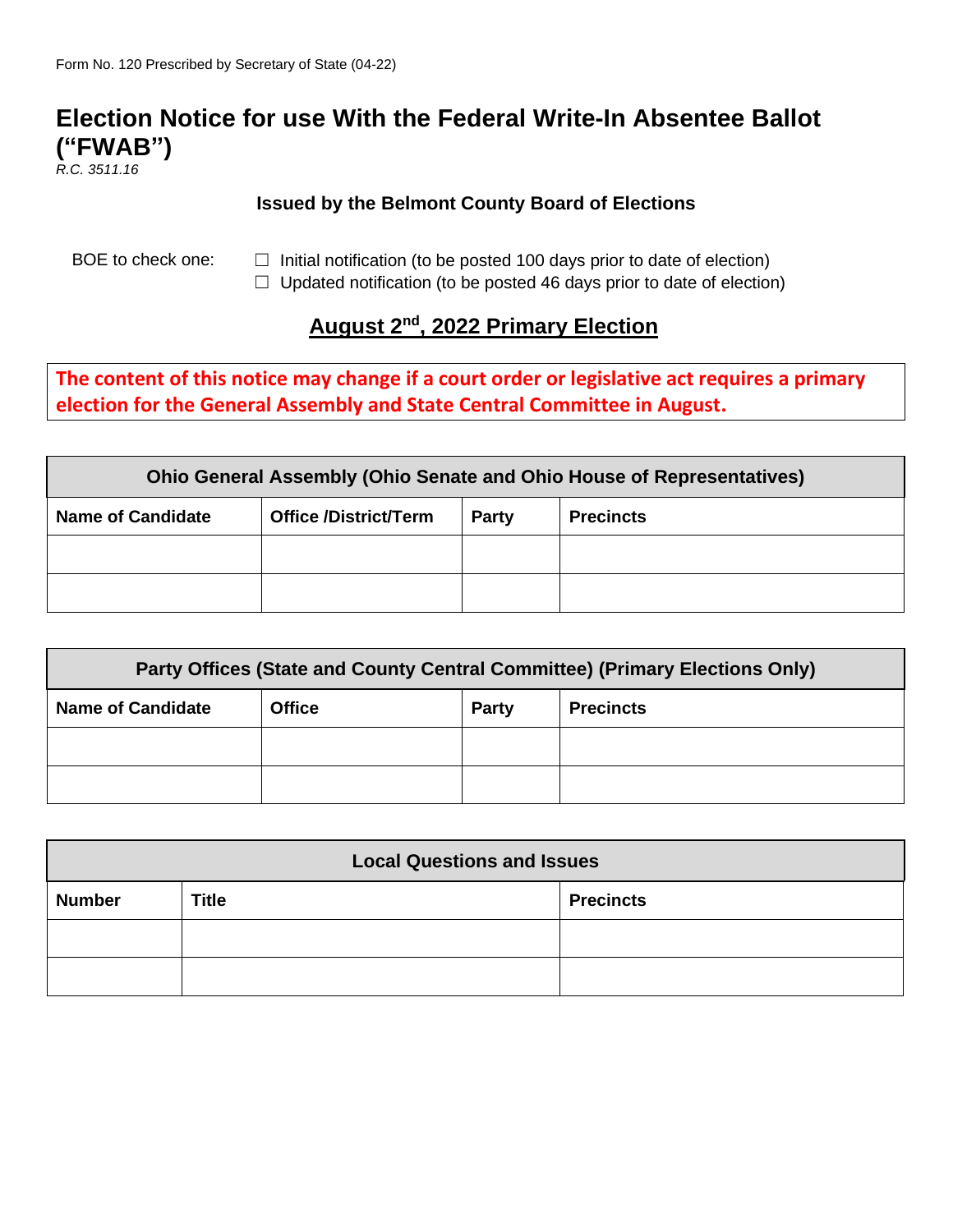Form No. 120 Prescribed by Secretary of State (04-22)

# Election Notice for use With the Federal Write-In Absentee Ballot ("FWAB")

*R.C. 3511.16*

**Issued by the Belmont County Board of Elections**

BOE to check one:

☐ Initial notification (to be posted 100 days prior to date of election)
☐ Updated notification (to be posted 46 days prior to date of election)

## August 2nd, 2022 Primary Election

**The content of this notice may change if a court order or legislative act requires a primary election for the General Assembly and State Central Committee in August.**

| Ohio General Assembly (Ohio Senate and Ohio House of Representatives) | | | |
|---|---|---|---|
| **Name of Candidate** | **Office /District/Term** | **Party** | **Precincts** |
| | | | |
| | | | |

| Party Offices (State and County Central Committee) (Primary Elections Only) | | | |
|---|---|---|---|
| **Name of Candidate** | **Office** | **Party** | **Precincts** |
| | | | |
| | | | |

| Local Questions and Issues | | |
|---|---|---|
| **Number** | **Title** | **Precincts** |
| | | |
| | | |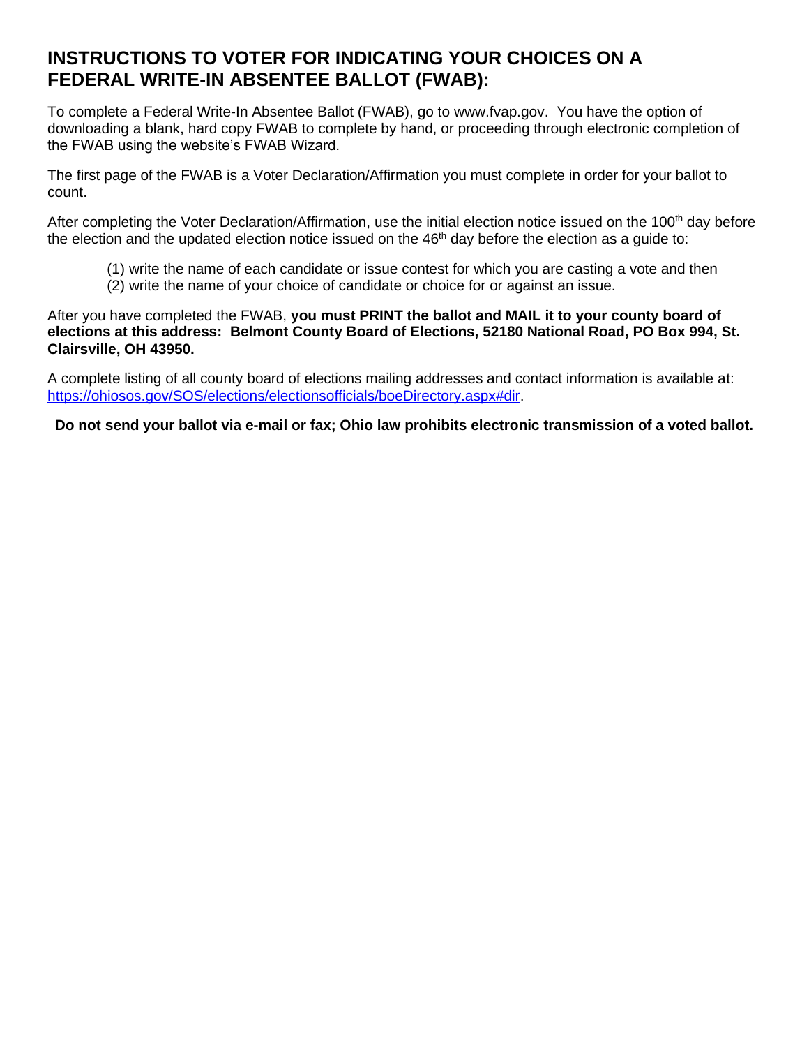# INSTRUCTIONS TO VOTER FOR INDICATING YOUR CHOICES ON A FEDERAL WRITE-IN ABSENTEE BALLOT (FWAB):

To complete a Federal Write-In Absentee Ballot (FWAB), go to www.fvap.gov. You have the option of downloading a blank, hard copy FWAB to complete by hand, or proceeding through electronic completion of the FWAB using the website's FWAB Wizard.

The first page of the FWAB is a Voter Declaration/Affirmation you must complete in order for your ballot to count.

After completing the Voter Declaration/Affirmation, use the initial election notice issued on the 100th day before the election and the updated election notice issued on the 46th day before the election as a guide to:

(1) write the name of each candidate or issue contest for which you are casting a vote and then
(2) write the name of your choice of candidate or choice for or against an issue.

After you have completed the FWAB, **you must PRINT the ballot and MAIL it to your county board of elections at this address: Belmont County Board of Elections, 52180 National Road, PO Box 994, St. Clairsville, OH 43950.**

A complete listing of all county board of elections mailing addresses and contact information is available at: [https://ohiosos.gov/SOS/elections/electionsofficials/boeDirectory.aspx#dir](https://ohiosos.gov/SOS/elections/electionsofficials/boeDirectory.aspx#dir).

**Do not send your ballot via e-mail or fax; Ohio law prohibits electronic transmission of a voted ballot.**